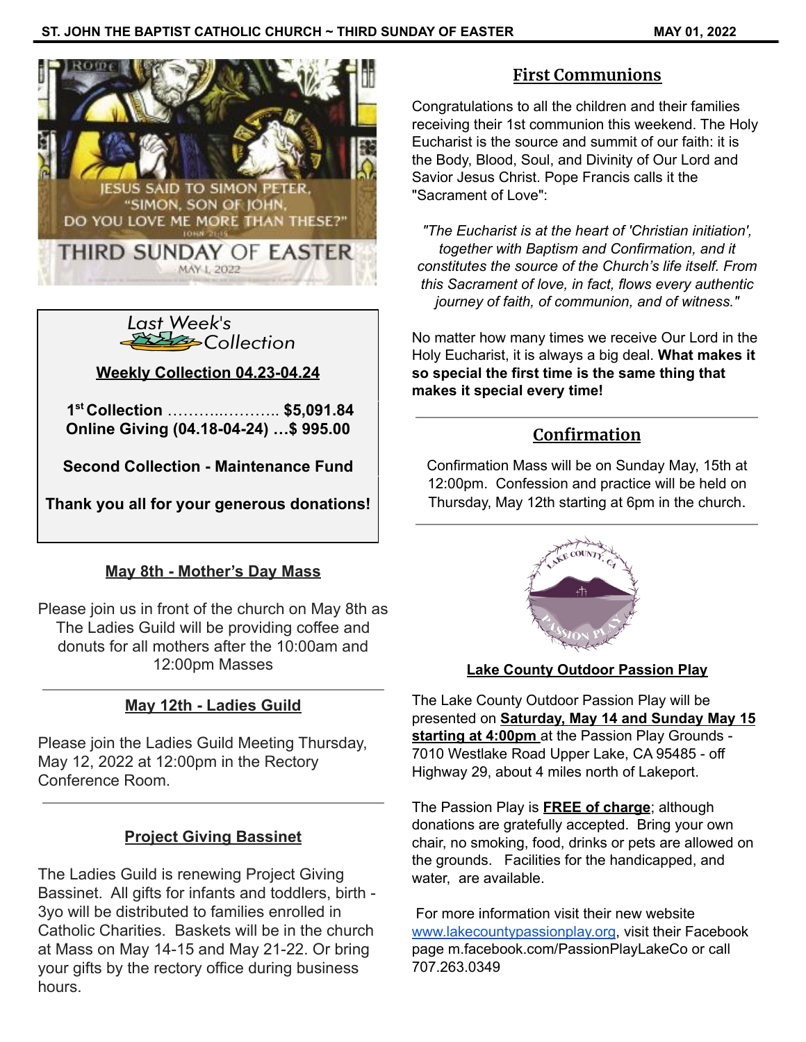JESUS SAID TO SIMON PETER, "SIMON, SON OF JOHN, DO YOU LOVE ME MORE THAN THESE?"
JOHN 21:15

THIRD SUNDAY OF EASTER
MAY 1, 2022

## Last Week's Collection

**Weekly Collection 04.23-04.24**

**1st Collection ……….………. $5,091.84**
**Online Giving (04.18-04-24) …$ 995.00**

**Second Collection - Maintenance Fund**

**Thank you all for your generous donations!**

## May 8th - Mother's Day Mass

Please join us in front of the church on May 8th as The Ladies Guild will be providing coffee and donuts for all mothers after the 10:00am and 12:00pm Masses

## May 12th - Ladies Guild

Please join the Ladies Guild Meeting Thursday, May 12, 2022 at 12:00pm in the Rectory Conference Room.

## Project Giving Bassinet

The Ladies Guild is renewing Project Giving Bassinet. All gifts for infants and toddlers, birth - 3yo will be distributed to families enrolled in Catholic Charities. Baskets will be in the church at Mass on May 14-15 and May 21-22. Or bring your gifts by the rectory office during business hours.

## First Communions

Congratulations to all the children and their families receiving their 1st communion this weekend. The Holy Eucharist is the source and summit of our faith: it is the Body, Blood, Soul, and Divinity of Our Lord and Savior Jesus Christ. Pope Francis calls it the "Sacrament of Love":

*"The Eucharist is at the heart of 'Christian initiation', together with Baptism and Confirmation, and it constitutes the source of the Church's life itself. From this Sacrament of love, in fact, flows every authentic journey of faith, of communion, and of witness."*

No matter how many times we receive Our Lord in the Holy Eucharist, it is always a big deal. **What makes it so special the first time is the same thing that makes it special every time!**

## Confirmation

Confirmation Mass will be on Sunday May, 15th at 12:00pm. Confession and practice will be held on Thursday, May 12th starting at 6pm in the church.

LAKE COUNTY, CA PASSION PLAY

## Lake County Outdoor Passion Play

The Lake County Outdoor Passion Play will be presented on **Saturday, May 14 and Sunday May 15 starting at 4:00pm** at the Passion Play Grounds - 7010 Westlake Road Upper Lake, CA 95485 - off Highway 29, about 4 miles north of Lakeport.

The Passion Play is **FREE of charge**; although donations are gratefully accepted. Bring your own chair, no smoking, food, drinks or pets are allowed on the grounds. Facilities for the handicapped, and water, are available.

For more information visit their new website www.lakecountypassionplay.org, visit their Facebook page m.facebook.com/PassionPlayLakeCo or call 707.263.0349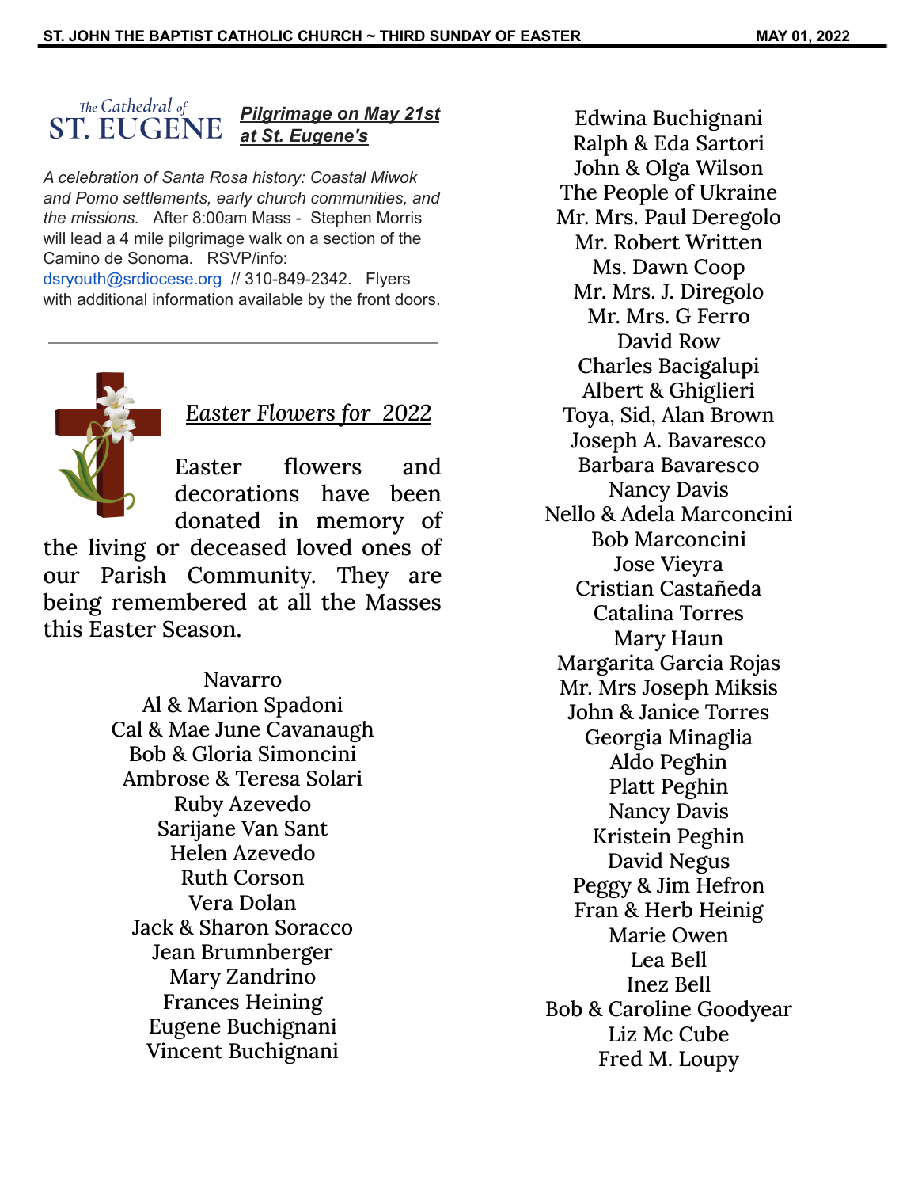The Cathedral of ST. EUGENE

## *Pilgrimage on May 21st at St. Eugene's*

*A celebration of Santa Rosa history: Coastal Miwok and Pomo settlements, early church communities, and the missions.* After 8:00am Mass - Stephen Morris will lead a 4 mile pilgrimage walk on a section of the Camino de Sonoma. RSVP/info: dsryouth@srdiocese.org // 310-849-2342. Flyers with additional information available by the front doors.

---

## *Easter Flowers for 2022*

Easter flowers and decorations have been donated in memory of the living or deceased loved ones of our Parish Community. They are being remembered at all the Masses this Easter Season.

Navarro
Al & Marion Spadoni
Cal & Mae June Cavanaugh
Bob & Gloria Simoncini
Ambrose & Teresa Solari
Ruby Azevedo
Sarijane Van Sant
Helen Azevedo
Ruth Corson
Vera Dolan
Jack & Sharon Soracco
Jean Brumnberger
Mary Zandrino
Frances Heining
Eugene Buchignani
Vincent Buchignani
Edwina Buchignani
Ralph & Eda Sartori
John & Olga Wilson
The People of Ukraine
Mr. Mrs. Paul Deregolo
Mr. Robert Written
Ms. Dawn Coop
Mr. Mrs. J. Diregolo
Mr. Mrs. G Ferro
David Row
Charles Bacigalupi
Albert & Ghiglieri
Toya, Sid, Alan Brown
Joseph A. Bavaresco
Barbara Bavaresco
Nancy Davis
Nello & Adela Marconcini
Bob Marconcini
Jose Vieyra
Cristian Castañeda
Catalina Torres
Mary Haun
Margarita Garcia Rojas
Mr. Mrs Joseph Miksis
John & Janice Torres
Georgia Minaglia
Aldo Peghin
Platt Peghin
Nancy Davis
Kristein Peghin
David Negus
Peggy & Jim Hefron
Fran & Herb Heinig
Marie Owen
Lea Bell
Inez Bell
Bob & Caroline Goodyear
Liz Mc Cube
Fred M. Loupy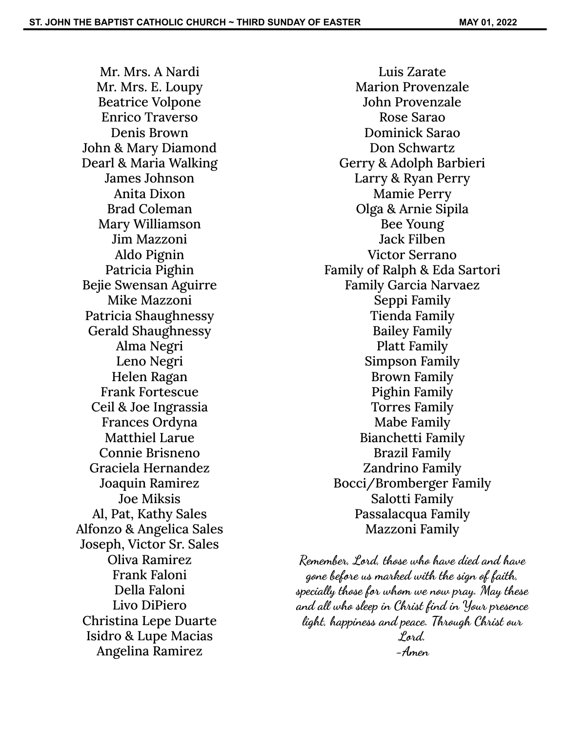Mr. Mrs. A Nardi
Mr. Mrs. E. Loupy
Beatrice Volpone
Enrico Traverso
Denis Brown
John & Mary Diamond
Dearl & Maria Walking
James Johnson
Anita Dixon
Brad Coleman
Mary Williamson
Jim Mazzoni
Aldo Pignin
Patricia Pighin
Bejie Swensan Aguirre
Mike Mazzoni
Patricia Shaughnessy
Gerald Shaughnessy
Alma Negri
Leno Negri
Helen Ragan
Frank Fortescue
Ceil & Joe Ingrassia
Frances Ordyna
Matthiel Larue
Connie Brisneno
Graciela Hernandez
Joaquin Ramirez
Joe Miksis
Al, Pat, Kathy Sales
Alfonzo & Angelica Sales
Joseph, Victor Sr. Sales
Oliva Ramirez
Frank Faloni
Della Faloni
Livo DiPiero
Christina Lepe Duarte
Isidro & Lupe Macias
Angelina Ramirez

Luis Zarate
Marion Provenzale
John Provenzale
Rose Sarao
Dominick Sarao
Don Schwartz
Gerry & Adolph Barbieri
Larry & Ryan Perry
Mamie Perry
Olga & Arnie Sipila
Bee Young
Jack Filben
Victor Serrano
Family of Ralph & Eda Sartori
Family Garcia Narvaez
Seppi Family
Tienda Family
Bailey Family
Platt Family
Simpson Family
Brown Family
Pighin Family
Torres Family
Mabe Family
Bianchetti Family
Brazil Family
Zandrino Family
Bocci/Bromberger Family
Salotti Family
Passalacqua Family
Mazzoni Family

*Remember, Lord, those who have died and have gone before us marked with the sign of faith, specially those for whom we now pray. May these and all who sleep in Christ find in Your presence light, happiness and peace. Through Christ our Lord.*
*-Amen*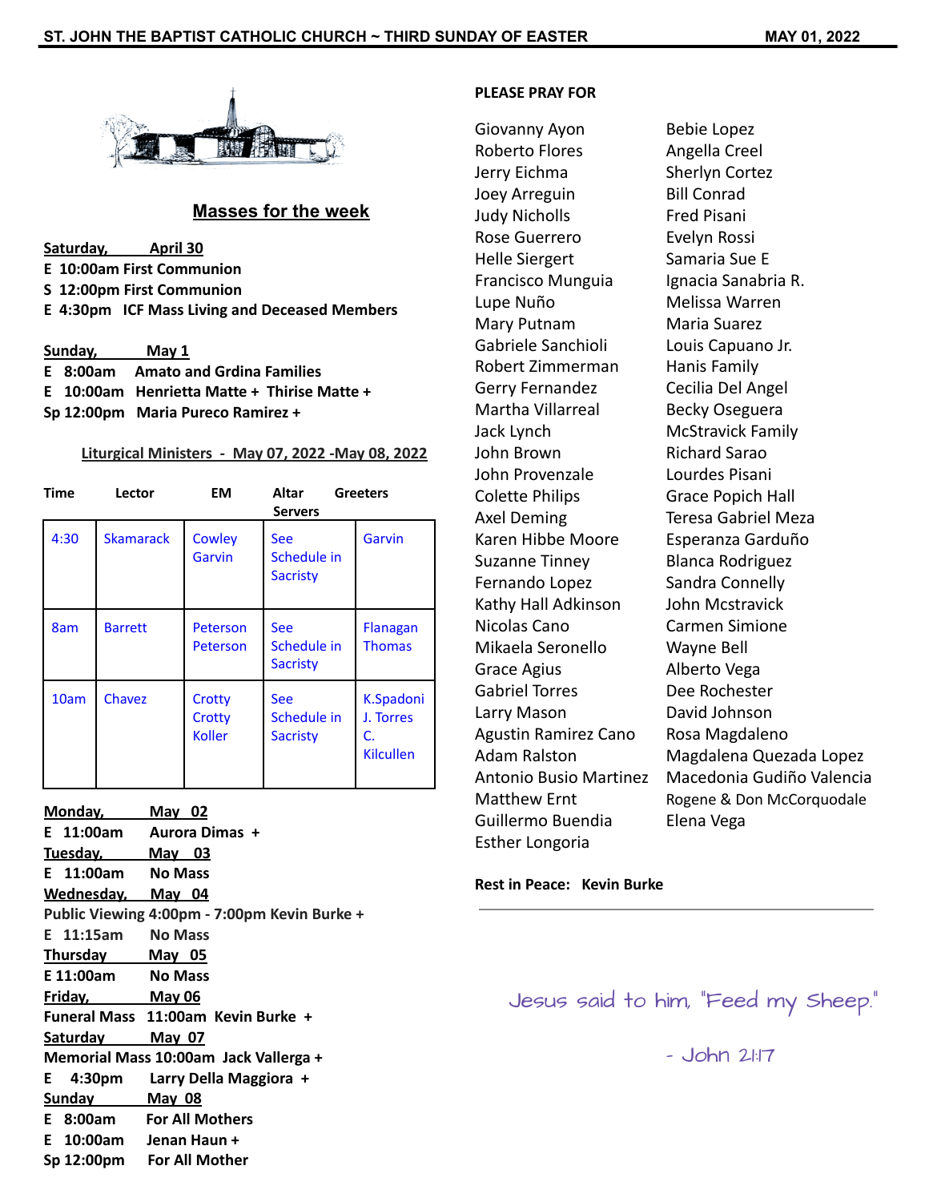## Masses for the week

**Saturday, April 30**
**E 10:00am First Communion**
**S 12:00pm First Communion**
**E 4:30pm ICF Mass Living and Deceased Members**

**Sunday, May 1**
**E 8:00am Amato and Grdina Families**
**E 10:00am Henrietta Matte + Thirise Matte +**
**Sp 12:00pm Maria Pureco Ramirez +**

**Liturgical Ministers - May 07, 2022 -May 08, 2022**

| Time | Lector | EM | Altar Servers | Greeters |
|---|---|---|---|---|
| 4:30 | Skamarack | Cowley Garvin | See Schedule in Sacristy | Garvin |
| 8am | Barrett | Peterson Peterson | See Schedule in Sacristy | Flanagan Thomas |
| 10am | Chavez | Crotty Crotty Koller | See Schedule in Sacristy | K.Spadoni J. Torres C. Kilcullen |

**Monday, May 02**
**E 11:00am Aurora Dimas +**
**Tuesday, May 03**
**E 11:00am No Mass**
**Wednesday, May 04**
**Public Viewing 4:00pm - 7:00pm Kevin Burke +**
**E 11:15am No Mass**
**Thursday May 05**
**E 11:00am No Mass**
**Friday, May 06**
**Funeral Mass 11:00am Kevin Burke +**
**Saturday May 07**
**Memorial Mass 10:00am Jack Vallerga +**
**E 4:30pm Larry Della Maggiora +**
**Sunday May 08**
**E 8:00am For All Mothers**
**E 10:00am Jenan Haun +**
**Sp 12:00pm For All Mother**

**PLEASE PRAY FOR**

Giovanny Ayon
Roberto Flores
Jerry Eichma
Joey Arreguin
Judy Nicholls
Rose Guerrero
Helle Siergert
Francisco Munguia
Lupe Nuño
Mary Putnam
Gabriele Sanchioli
Robert Zimmerman
Gerry Fernandez
Martha Villarreal
Jack Lynch
John Brown
John Provenzale
Colette Philips
Axel Deming
Karen Hibbe Moore
Suzanne Tinney
Fernando Lopez
Kathy Hall Adkinson
Nicolas Cano
Mikaela Seronello
Grace Agius
Gabriel Torres
Larry Mason
Agustin Ramirez Cano
Adam Ralston
Antonio Busio Martinez
Matthew Ernt
Guillermo Buendia
Esther Longoria
Bebie Lopez
Angella Creel
Sherlyn Cortez
Bill Conrad
Fred Pisani
Evelyn Rossi
Samaria Sue E
Ignacia Sanabria R.
Melissa Warren
Maria Suarez
Louis Capuano Jr.
Hanis Family
Cecilia Del Angel
Becky Oseguera
McStravick Family
Richard Sarao
Lourdes Pisani
Grace Popich Hall
Teresa Gabriel Meza
Esperanza Garduño
Blanca Rodriguez
Sandra Connelly
John Mcstravick
Carmen Simione
Wayne Bell
Alberto Vega
Dee Rochester
David Johnson
Rosa Magdaleno
Magdalena Quezada Lopez
Macedonia Gudiño Valencia
Rogene & Don McCorquodale
Elena Vega

**Rest in Peace: Kevin Burke**

---

Jesus said to him, "Feed my Sheep."

- John 21:17